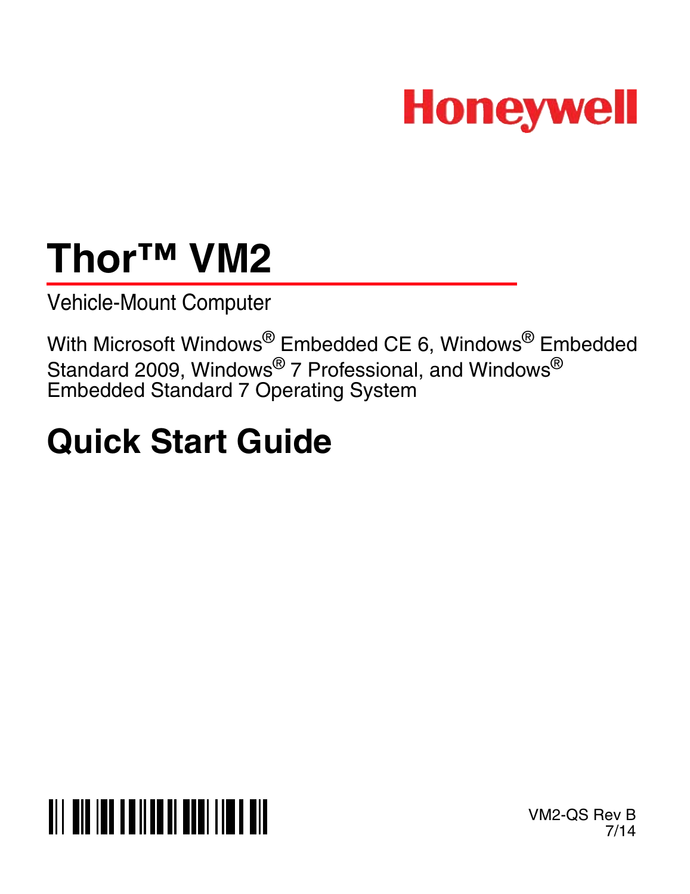Honeywell

# Thor™ VM2

Vehicle-Mount Computer

With Microsoft Windows® Embedded CE 6, Windows® Embedded Standard 2009, Windows® 7 Professional, and Windows® Embedded Standard 7 Operating System

# Quick Start Guide

VM2-QS Rev B
7/14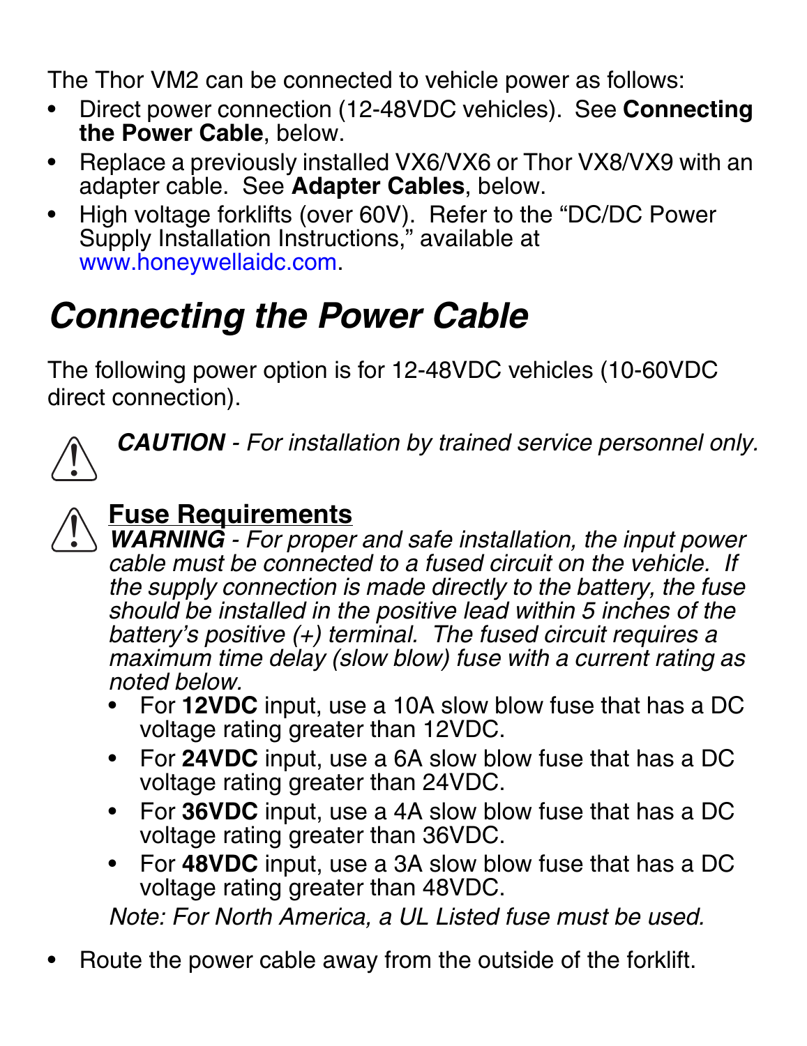The Thor VM2 can be connected to vehicle power as follows:

- Direct power connection (12-48VDC vehicles). See **Connecting the Power Cable**, below.
- Replace a previously installed VX6/VX6 or Thor VX8/VX9 with an adapter cable. See **Adapter Cables**, below.
- High voltage forklifts (over 60V). Refer to the “DC/DC Power Supply Installation Instructions,” available at www.honeywellaidc.com.

# *Connecting the Power Cable*

The following power option is for 12-48VDC vehicles (10-60VDC direct connection).

***CAUTION*** *- For installation by trained service personnel only.*

**Fuse Requirements**

***WARNING*** *- For proper and safe installation, the input power cable must be connected to a fused circuit on the vehicle. If the supply connection is made directly to the battery, the fuse should be installed in the positive lead within 5 inches of the battery’s positive (+) terminal. The fused circuit requires a maximum time delay (slow blow) fuse with a current rating as noted below.*

- For **12VDC** input, use a 10A slow blow fuse that has a DC voltage rating greater than 12VDC.
- For **24VDC** input, use a 6A slow blow fuse that has a DC voltage rating greater than 24VDC.
- For **36VDC** input, use a 4A slow blow fuse that has a DC voltage rating greater than 36VDC.
- For **48VDC** input, use a 3A slow blow fuse that has a DC voltage rating greater than 48VDC.

*Note: For North America, a UL Listed fuse must be used.*

- Route the power cable away from the outside of the forklift.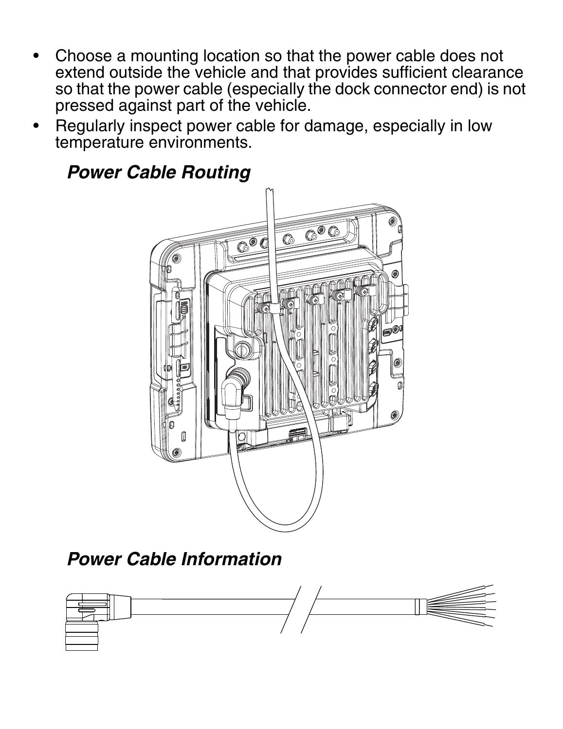- Choose a mounting location so that the power cable does not extend outside the vehicle and that provides sufficient clearance so that the power cable (especially the dock connector end) is not pressed against part of the vehicle.
- Regularly inspect power cable for damage, especially in low temperature environments.

### *Power Cable Routing*

### *Power Cable Information*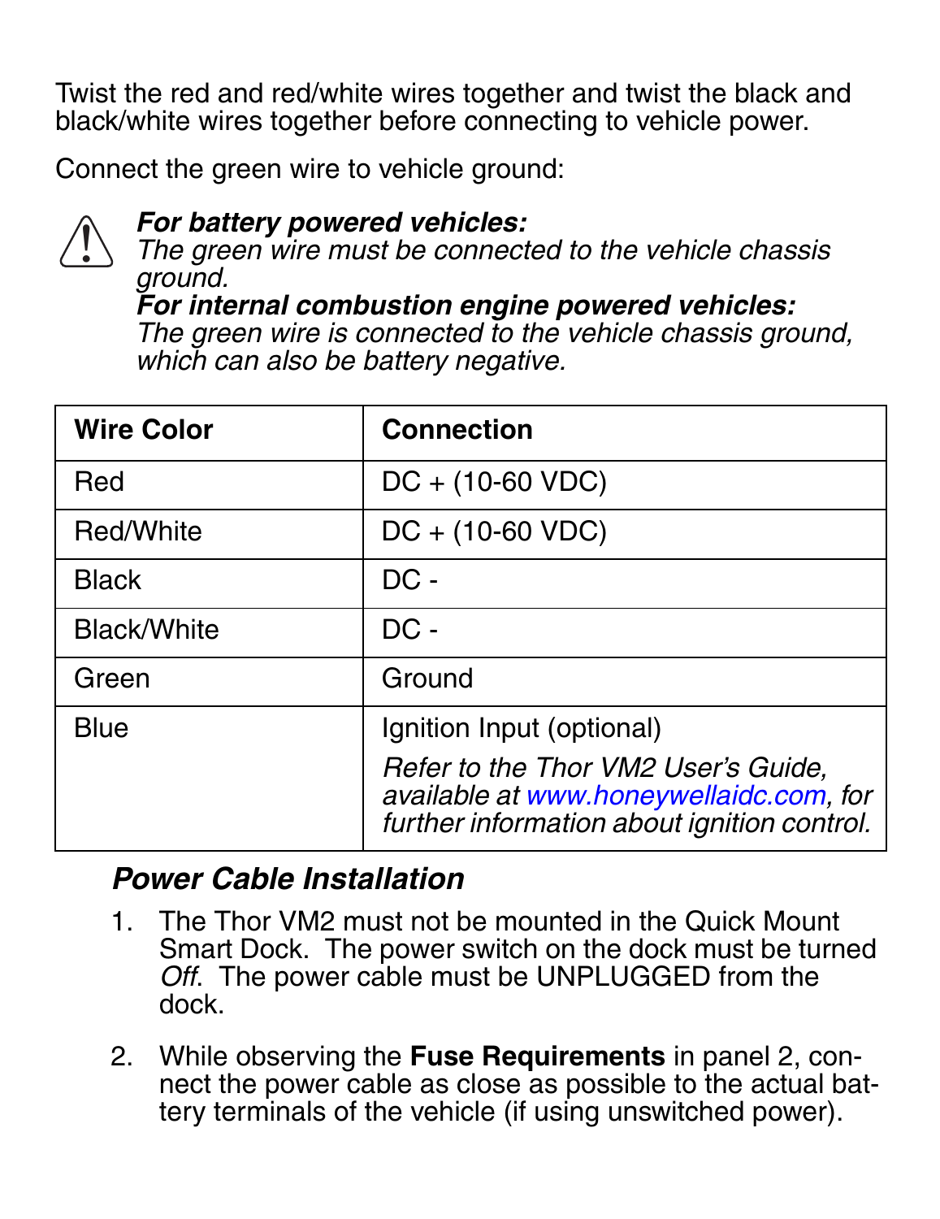Twist the red and red/white wires together and twist the black and black/white wires together before connecting to vehicle power.

Connect the green wire to vehicle ground:

***For battery powered vehicles:***
*The green wire must be connected to the vehicle chassis ground.*
***For internal combustion engine powered vehicles:***
*The green wire is connected to the vehicle chassis ground, which can also be battery negative.*

| **Wire Color** | **Connection** |
|---|---|
| Red | DC + (10-60 VDC) |
| Red/White | DC + (10-60 VDC) |
| Black | DC - |
| Black/White | DC - |
| Green | Ground |
| Blue | Ignition Input (optional)<br>*Refer to the Thor VM2 User's Guide, available at www.honeywellaidc.com, for further information about ignition control.* |

## *Power Cable Installation*

1. The Thor VM2 must not be mounted in the Quick Mount Smart Dock. The power switch on the dock must be turned *Off*. The power cable must be UNPLUGGED from the dock.

2. While observing the **Fuse Requirements** in panel 2, connect the power cable as close as possible to the actual battery terminals of the vehicle (if using unswitched power).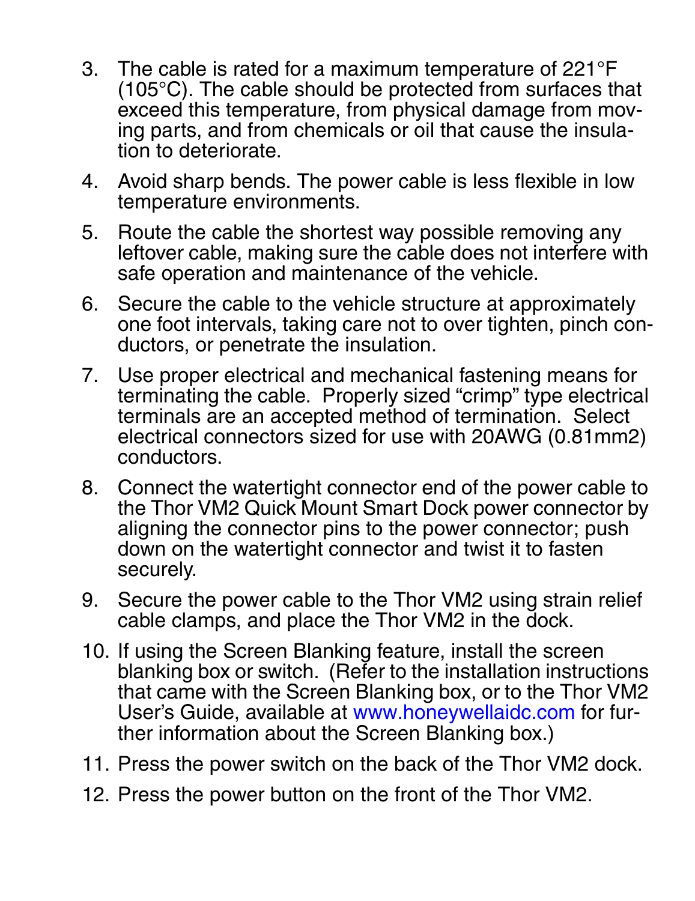3. The cable is rated for a maximum temperature of 221°F (105°C). The cable should be protected from surfaces that exceed this temperature, from physical damage from moving parts, and from chemicals or oil that cause the insulation to deteriorate.
4. Avoid sharp bends. The power cable is less flexible in low temperature environments.
5. Route the cable the shortest way possible removing any leftover cable, making sure the cable does not interfere with safe operation and maintenance of the vehicle.
6. Secure the cable to the vehicle structure at approximately one foot intervals, taking care not to over tighten, pinch conductors, or penetrate the insulation.
7. Use proper electrical and mechanical fastening means for terminating the cable. Properly sized "crimp" type electrical terminals are an accepted method of termination. Select electrical connectors sized for use with 20AWG (0.81mm2) conductors.
8. Connect the watertight connector end of the power cable to the Thor VM2 Quick Mount Smart Dock power connector by aligning the connector pins to the power connector; push down on the watertight connector and twist it to fasten securely.
9. Secure the power cable to the Thor VM2 using strain relief cable clamps, and place the Thor VM2 in the dock.
10. If using the Screen Blanking feature, install the screen blanking box or switch. (Refer to the installation instructions that came with the Screen Blanking box, or to the Thor VM2 User's Guide, available at www.honeywellaidc.com for further information about the Screen Blanking box.)
11. Press the power switch on the back of the Thor VM2 dock.
12. Press the power button on the front of the Thor VM2.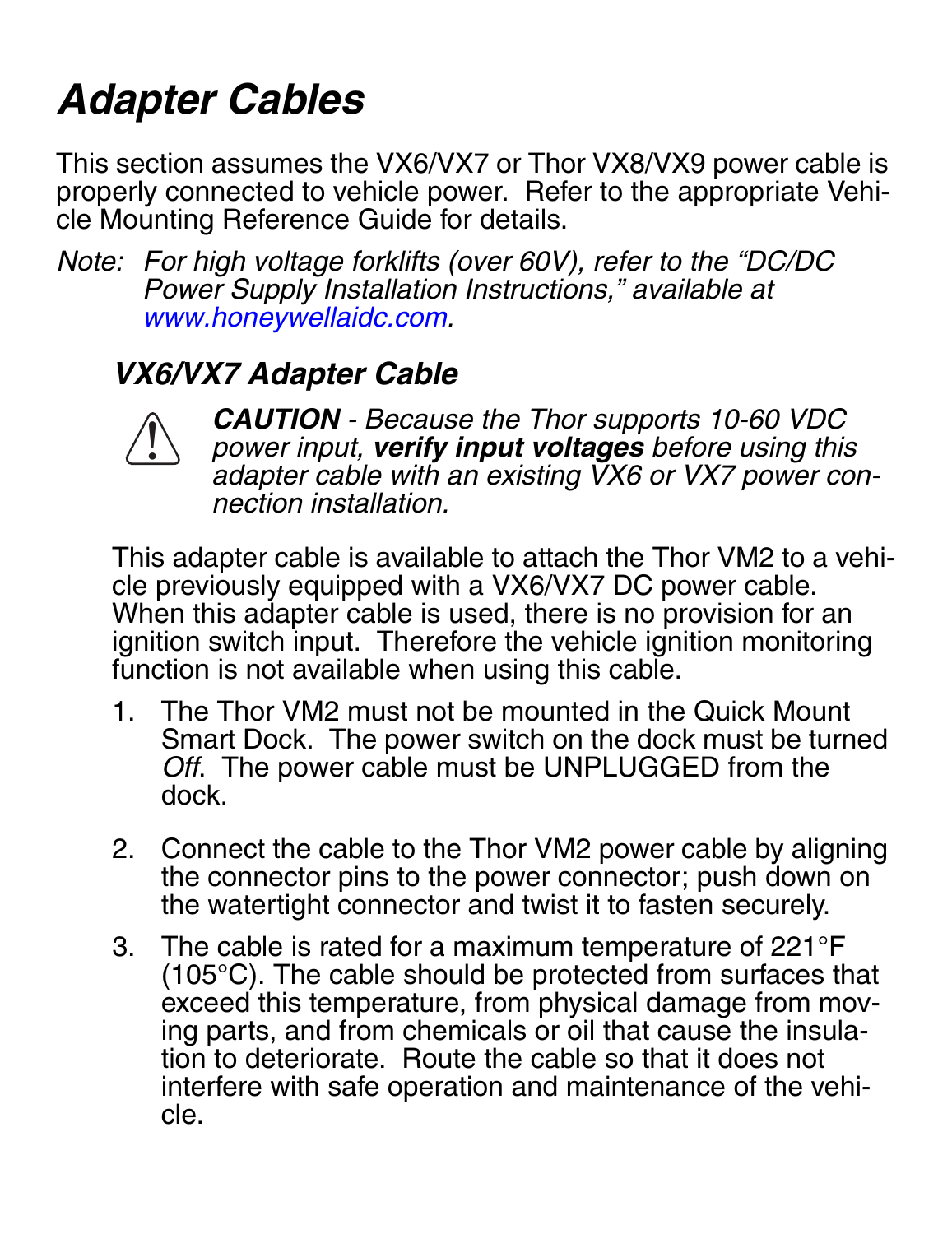# Adapter Cables

This section assumes the VX6/VX7 or Thor VX8/VX9 power cable is properly connected to vehicle power. Refer to the appropriate Vehicle Mounting Reference Guide for details.

*Note: For high voltage forklifts (over 60V), refer to the "DC/DC Power Supply Installation Instructions," available at www.honeywellaidc.com.*

## VX6/VX7 Adapter Cable

***CAUTION** - Because the Thor supports 10-60 VDC power input, **verify input voltages** before using this adapter cable with an existing VX6 or VX7 power connection installation.*

This adapter cable is available to attach the Thor VM2 to a vehicle previously equipped with a VX6/VX7 DC power cable. When this adapter cable is used, there is no provision for an ignition switch input. Therefore the vehicle ignition monitoring function is not available when using this cable.

1. The Thor VM2 must not be mounted in the Quick Mount Smart Dock. The power switch on the dock must be turned *Off*. The power cable must be UNPLUGGED from the dock.
2. Connect the cable to the Thor VM2 power cable by aligning the connector pins to the power connector; push down on the watertight connector and twist it to fasten securely.
3. The cable is rated for a maximum temperature of 221°F (105°C). The cable should be protected from surfaces that exceed this temperature, from physical damage from moving parts, and from chemicals or oil that cause the insulation to deteriorate. Route the cable so that it does not interfere with safe operation and maintenance of the vehicle.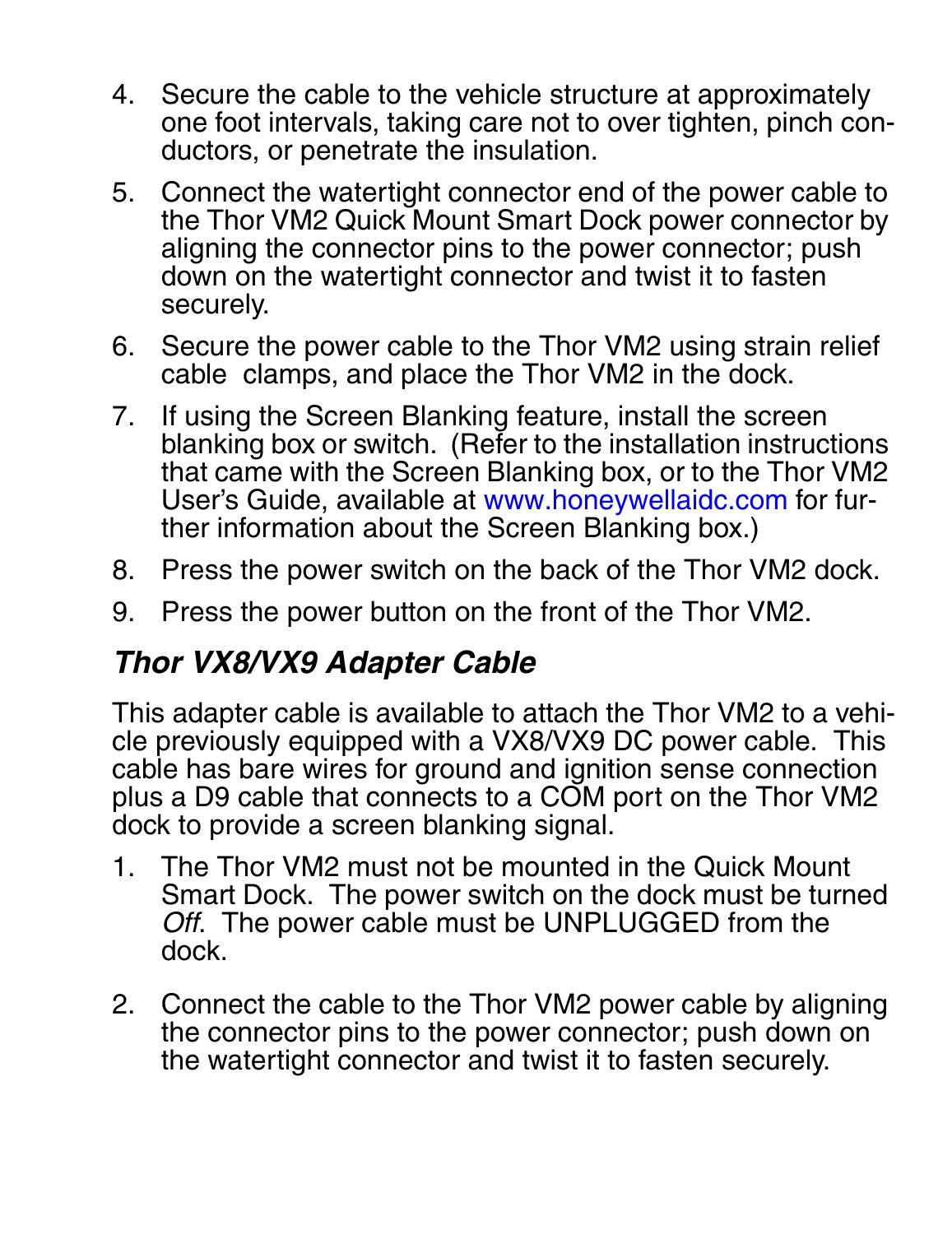4. Secure the cable to the vehicle structure at approximately one foot intervals, taking care not to over tighten, pinch conductors, or penetrate the insulation.
5. Connect the watertight connector end of the power cable to the Thor VM2 Quick Mount Smart Dock power connector by aligning the connector pins to the power connector; push down on the watertight connector and twist it to fasten securely.
6. Secure the power cable to the Thor VM2 using strain relief cable clamps, and place the Thor VM2 in the dock.
7. If using the Screen Blanking feature, install the screen blanking box or switch. (Refer to the installation instructions that came with the Screen Blanking box, or to the Thor VM2 User's Guide, available at www.honeywellaidc.com for further information about the Screen Blanking box.)
8. Press the power switch on the back of the Thor VM2 dock.
9. Press the power button on the front of the Thor VM2.

## *Thor VX8/VX9 Adapter Cable*

This adapter cable is available to attach the Thor VM2 to a vehicle previously equipped with a VX8/VX9 DC power cable. This cable has bare wires for ground and ignition sense connection plus a D9 cable that connects to a COM port on the Thor VM2 dock to provide a screen blanking signal.

1. The Thor VM2 must not be mounted in the Quick Mount Smart Dock. The power switch on the dock must be turned *Off*. The power cable must be UNPLUGGED from the dock.
2. Connect the cable to the Thor VM2 power cable by aligning the connector pins to the power connector; push down on the watertight connector and twist it to fasten securely.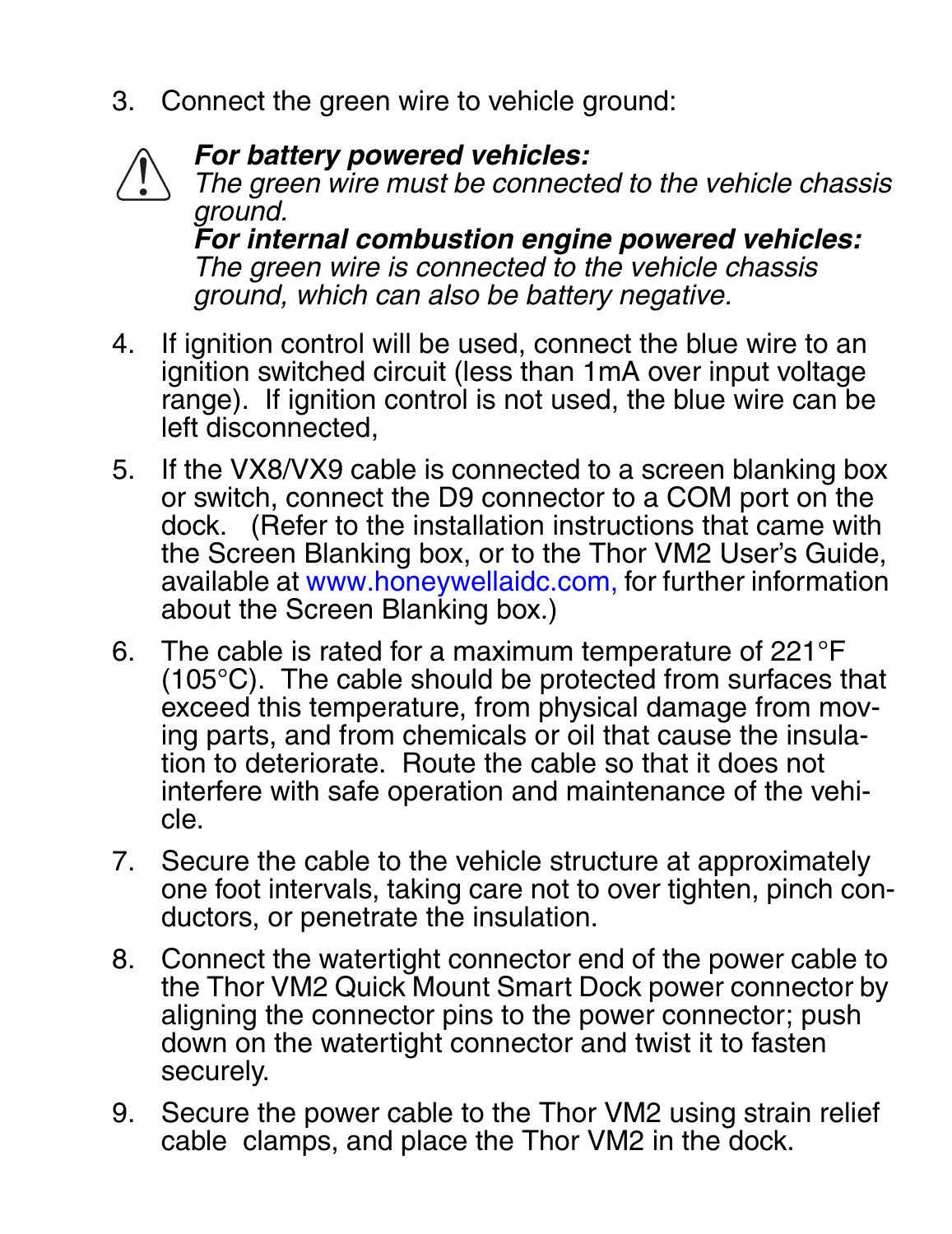3. Connect the green wire to vehicle ground:

   ⚠ ***For battery powered vehicles:***
   *The green wire must be connected to the vehicle chassis ground.*
   ***For internal combustion engine powered vehicles:***
   *The green wire is connected to the vehicle chassis ground, which can also be battery negative.*

4. If ignition control will be used, connect the blue wire to an ignition switched circuit (less than 1mA over input voltage range). If ignition control is not used, the blue wire can be left disconnected,

5. If the VX8/VX9 cable is connected to a screen blanking box or switch, connect the D9 connector to a COM port on the dock. (Refer to the installation instructions that came with the Screen Blanking box, or to the Thor VM2 User's Guide, available at www.honeywellaidc.com, for further information about the Screen Blanking box.)

6. The cable is rated for a maximum temperature of 221°F (105°C). The cable should be protected from surfaces that exceed this temperature, from physical damage from moving parts, and from chemicals or oil that cause the insulation to deteriorate. Route the cable so that it does not interfere with safe operation and maintenance of the vehicle.

7. Secure the cable to the vehicle structure at approximately one foot intervals, taking care not to over tighten, pinch conductors, or penetrate the insulation.

8. Connect the watertight connector end of the power cable to the Thor VM2 Quick Mount Smart Dock power connector by aligning the connector pins to the power connector; push down on the watertight connector and twist it to fasten securely.

9. Secure the power cable to the Thor VM2 using strain relief cable clamps, and place the Thor VM2 in the dock.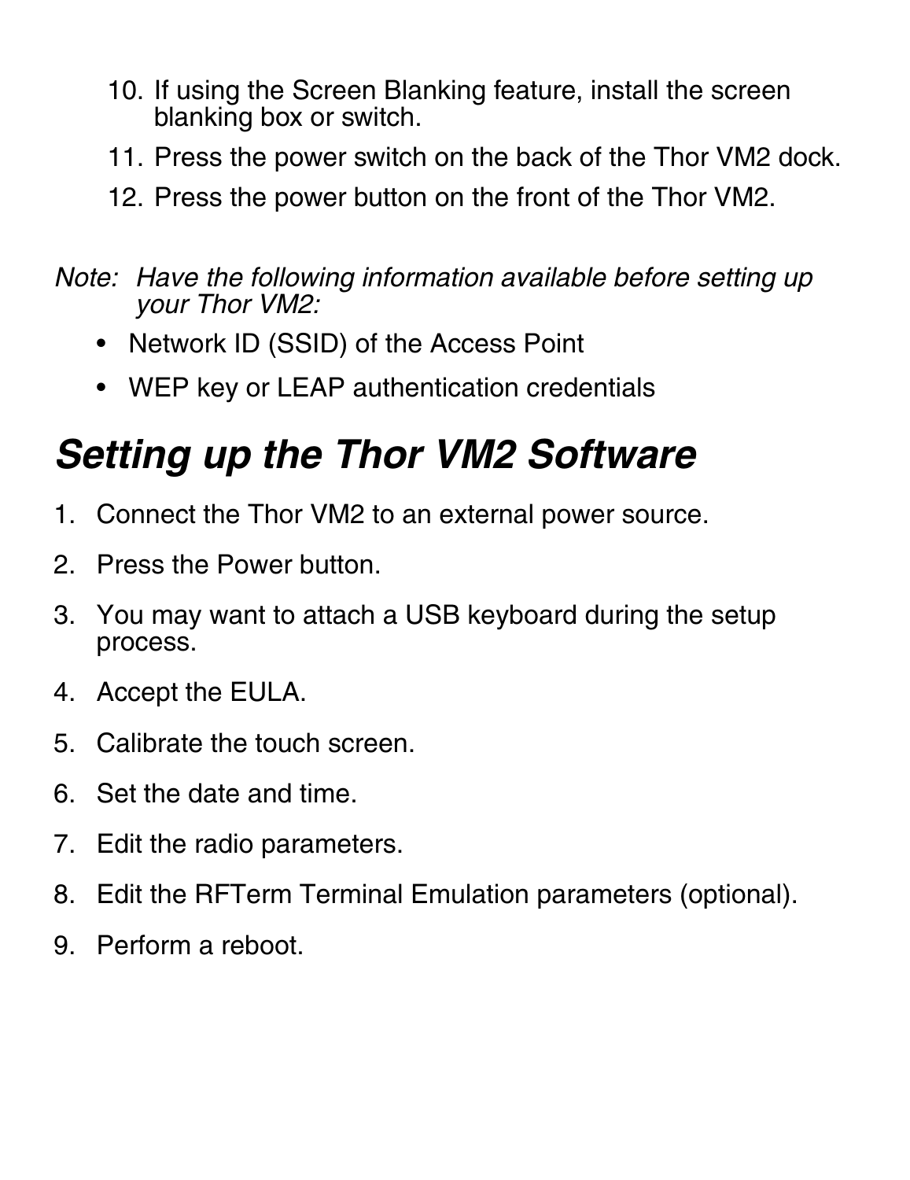10. If using the Screen Blanking feature, install the screen blanking box or switch.
11. Press the power switch on the back of the Thor VM2 dock.
12. Press the power button on the front of the Thor VM2.

*Note: Have the following information available before setting up your Thor VM2:*

- Network ID (SSID) of the Access Point
- WEP key or LEAP authentication credentials

## *Setting up the Thor VM2 Software*

1. Connect the Thor VM2 to an external power source.
2. Press the Power button.
3. You may want to attach a USB keyboard during the setup process.
4. Accept the EULA.
5. Calibrate the touch screen.
6. Set the date and time.
7. Edit the radio parameters.
8. Edit the RFTerm Terminal Emulation parameters (optional).
9. Perform a reboot.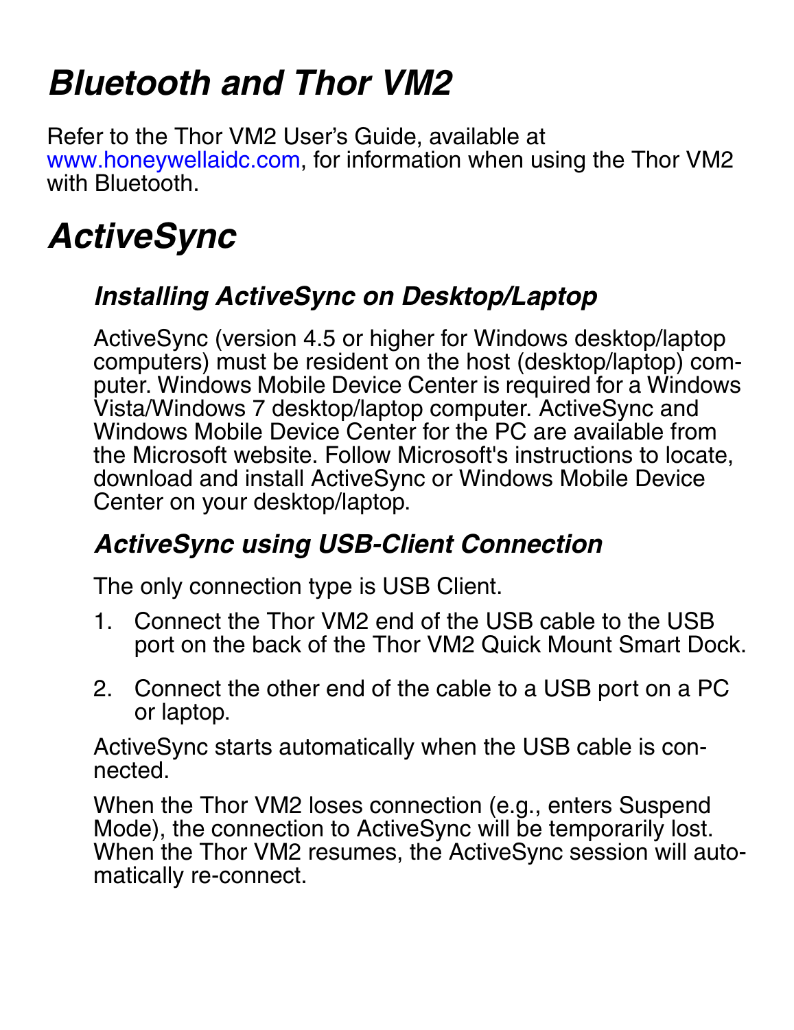# Bluetooth and Thor VM2

Refer to the Thor VM2 User's Guide, available at www.honeywellaidc.com, for information when using the Thor VM2 with Bluetooth.

# ActiveSync

## Installing ActiveSync on Desktop/Laptop

ActiveSync (version 4.5 or higher for Windows desktop/laptop computers) must be resident on the host (desktop/laptop) computer. Windows Mobile Device Center is required for a Windows Vista/Windows 7 desktop/laptop computer. ActiveSync and Windows Mobile Device Center for the PC are available from the Microsoft website. Follow Microsoft's instructions to locate, download and install ActiveSync or Windows Mobile Device Center on your desktop/laptop.

## ActiveSync using USB-Client Connection

The only connection type is USB Client.

1. Connect the Thor VM2 end of the USB cable to the USB port on the back of the Thor VM2 Quick Mount Smart Dock.
2. Connect the other end of the cable to a USB port on a PC or laptop.

ActiveSync starts automatically when the USB cable is connected.

When the Thor VM2 loses connection (e.g., enters Suspend Mode), the connection to ActiveSync will be temporarily lost. When the Thor VM2 resumes, the ActiveSync session will automatically re-connect.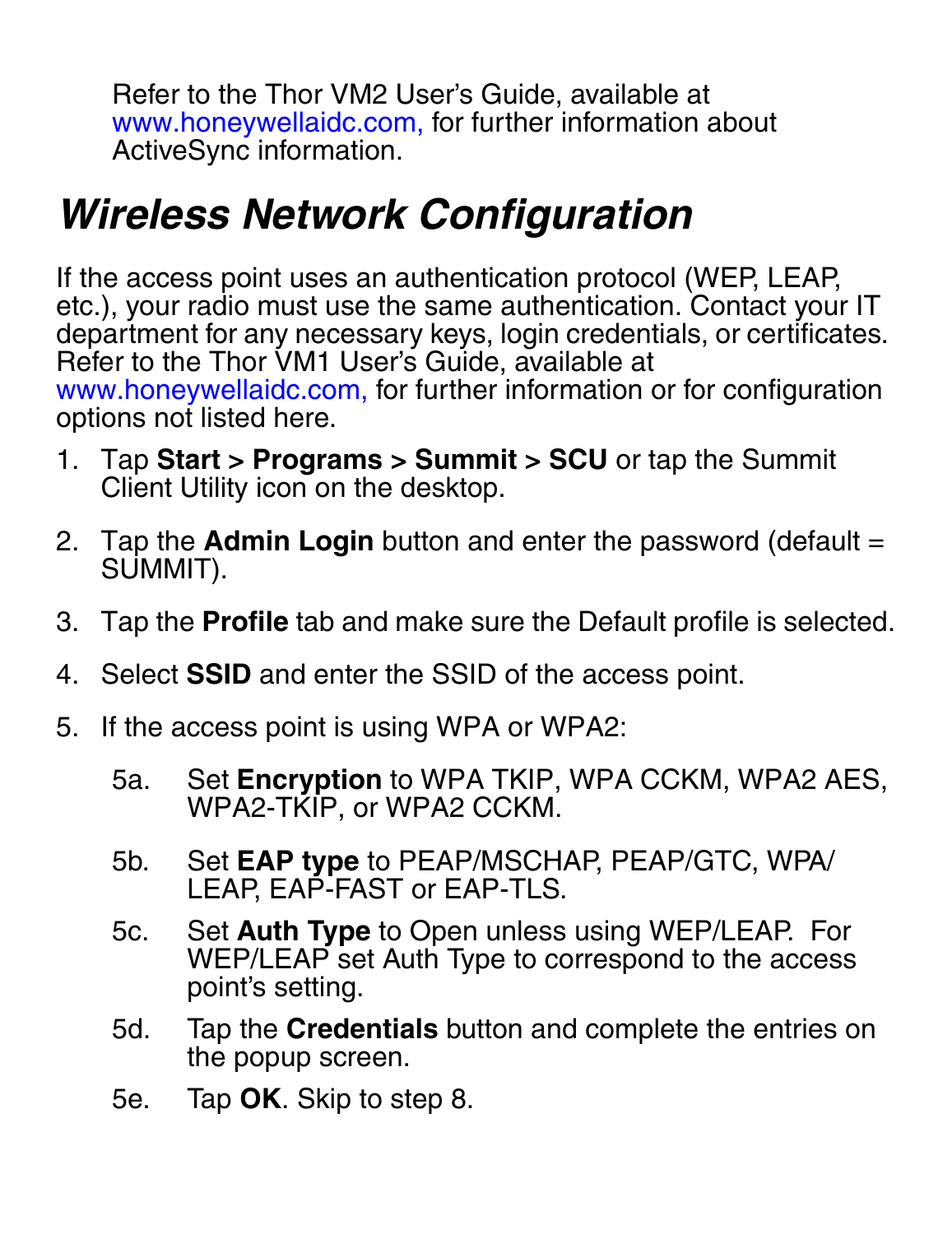Refer to the Thor VM2 User's Guide, available at www.honeywellaidc.com, for further information about ActiveSync information.

## *Wireless Network Configuration*

If the access point uses an authentication protocol (WEP, LEAP, etc.), your radio must use the same authentication. Contact your IT department for any necessary keys, login credentials, or certificates. Refer to the Thor VM1 User's Guide, available at www.honeywellaidc.com, for further information or for configuration options not listed here.

1. Tap **Start > Programs > Summit > SCU** or tap the Summit Client Utility icon on the desktop.

2. Tap the **Admin Login** button and enter the password (default = SUMMIT).

3. Tap the **Profile** tab and make sure the Default profile is selected.

4. Select **SSID** and enter the SSID of the access point.

5. If the access point is using WPA or WPA2:

   5a. Set **Encryption** to WPA TKIP, WPA CCKM, WPA2 AES, WPA2-TKIP, or WPA2 CCKM.

   5b. Set **EAP type** to PEAP/MSCHAP, PEAP/GTC, WPA/LEAP, EAP-FAST or EAP-TLS.

   5c. Set **Auth Type** to Open unless using WEP/LEAP. For WEP/LEAP set Auth Type to correspond to the access point's setting.

   5d. Tap the **Credentials** button and complete the entries on the popup screen.

   5e. Tap **OK**. Skip to step 8.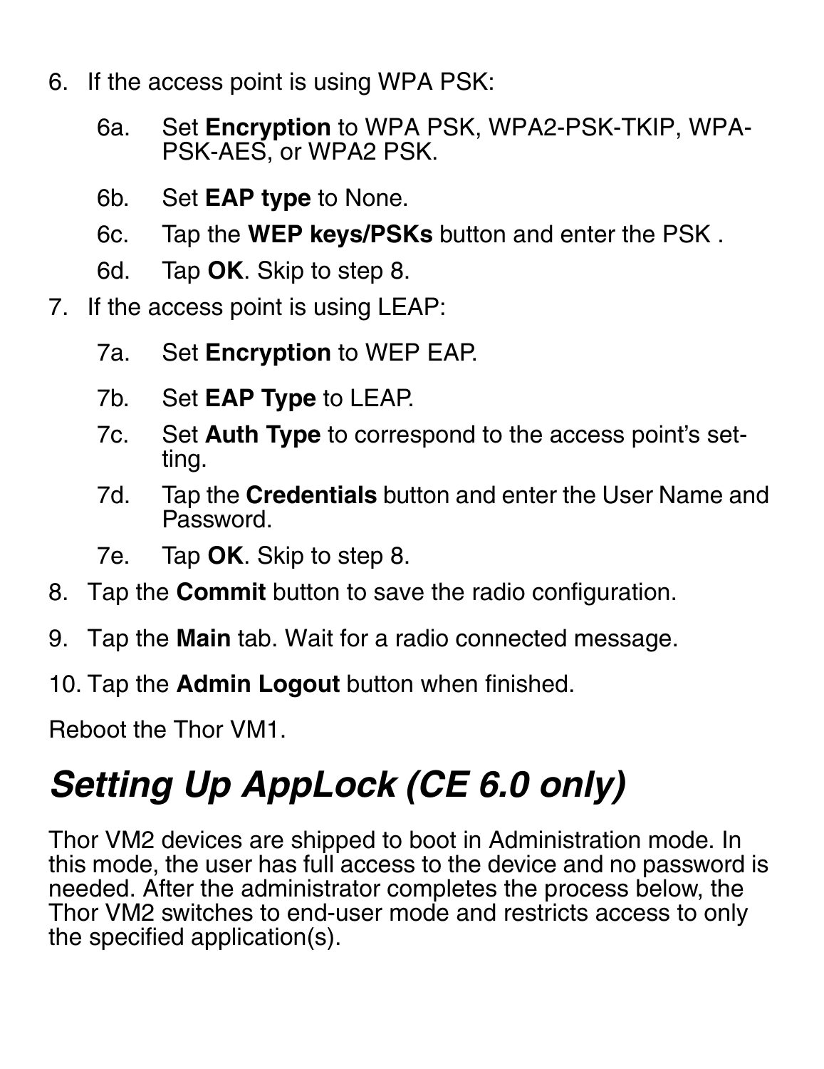6. If the access point is using WPA PSK:

    6a. Set **Encryption** to WPA PSK, WPA2-PSK-TKIP, WPA-PSK-AES, or WPA2 PSK.

    6b. Set **EAP type** to None.

    6c. Tap the **WEP keys/PSKs** button and enter the PSK .

    6d. Tap **OK**. Skip to step 8.

7. If the access point is using LEAP:

    7a. Set **Encryption** to WEP EAP.

    7b. Set **EAP Type** to LEAP.

    7c. Set **Auth Type** to correspond to the access point's setting.

    7d. Tap the **Credentials** button and enter the User Name and Password.

    7e. Tap **OK**. Skip to step 8.

8. Tap the **Commit** button to save the radio configuration.

9. Tap the **Main** tab. Wait for a radio connected message.

10. Tap the **Admin Logout** button when finished.

Reboot the Thor VM1.

## *Setting Up AppLock (CE 6.0 only)*

Thor VM2 devices are shipped to boot in Administration mode. In this mode, the user has full access to the device and no password is needed. After the administrator completes the process below, the Thor VM2 switches to end-user mode and restricts access to only the specified application(s).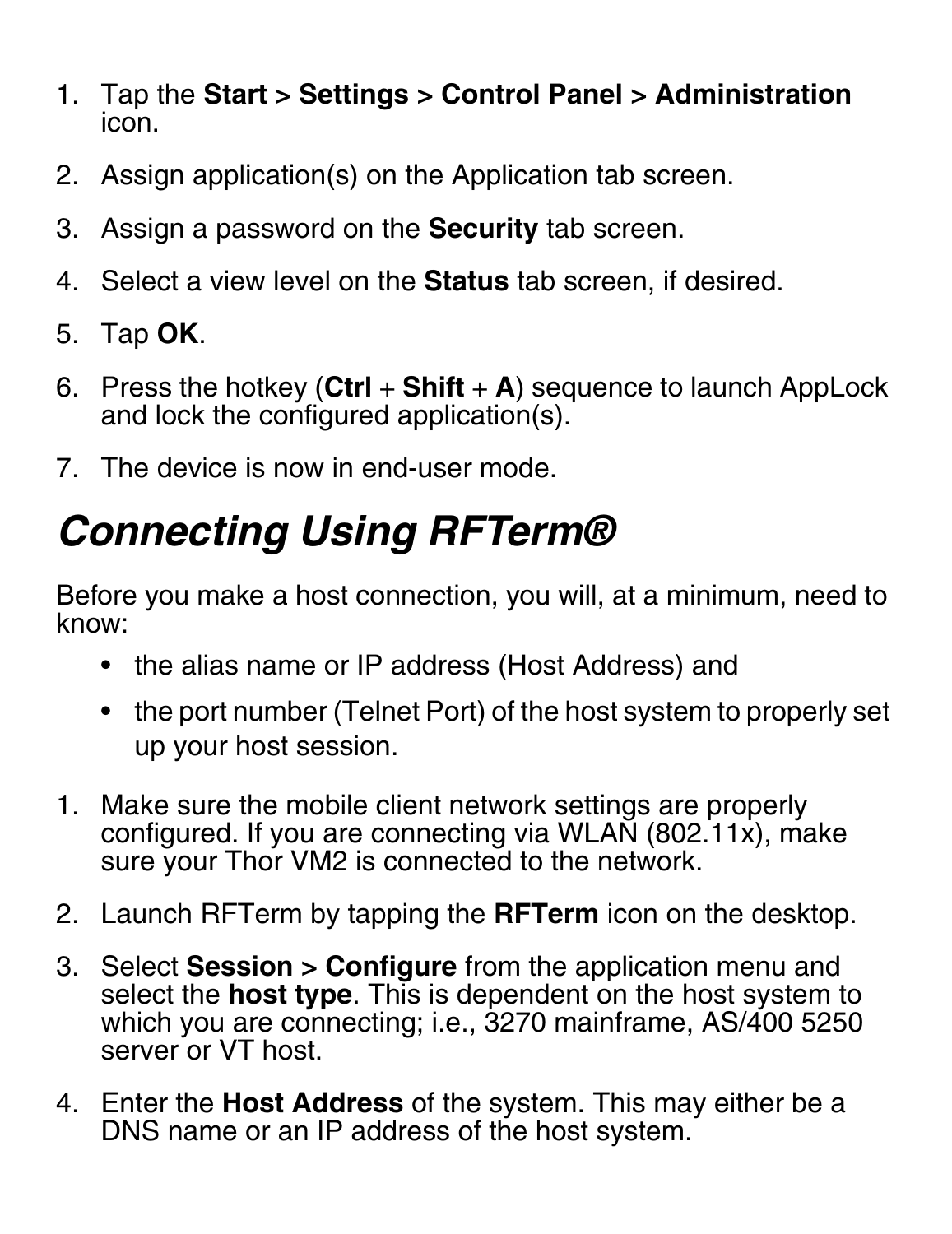1. Tap the **Start > Settings > Control Panel > Administration** icon.
2. Assign application(s) on the Application tab screen.
3. Assign a password on the **Security** tab screen.
4. Select a view level on the **Status** tab screen, if desired.
5. Tap **OK**.
6. Press the hotkey (**Ctrl** + **Shift** + **A**) sequence to launch AppLock and lock the configured application(s).
7. The device is now in end-user mode.

## *Connecting Using RFTerm®*

Before you make a host connection, you will, at a minimum, need to know:

- the alias name or IP address (Host Address) and
- the port number (Telnet Port) of the host system to properly set up your host session.

1. Make sure the mobile client network settings are properly configured. If you are connecting via WLAN (802.11x), make sure your Thor VM2 is connected to the network.
2. Launch RFTerm by tapping the **RFTerm** icon on the desktop.
3. Select **Session > Configure** from the application menu and select the **host type**. This is dependent on the host system to which you are connecting; i.e., 3270 mainframe, AS/400 5250 server or VT host.
4. Enter the **Host Address** of the system. This may either be a DNS name or an IP address of the host system.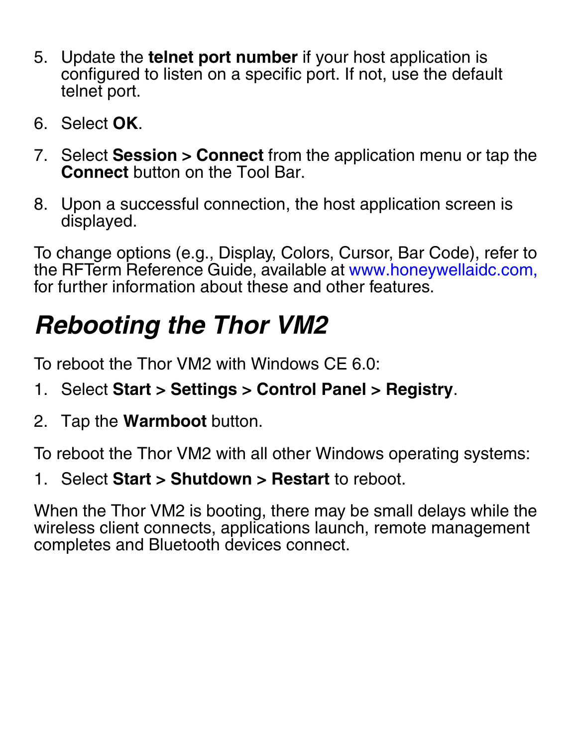5. Update the **telnet port number** if your host application is configured to listen on a specific port. If not, use the default telnet port.
6. Select **OK**.
7. Select **Session > Connect** from the application menu or tap the **Connect** button on the Tool Bar.
8. Upon a successful connection, the host application screen is displayed.

To change options (e.g., Display, Colors, Cursor, Bar Code), refer to the RFTerm Reference Guide, available at www.honeywellaidc.com, for further information about these and other features.

# *Rebooting the Thor VM2*

To reboot the Thor VM2 with Windows CE 6.0:

1. Select **Start > Settings > Control Panel > Registry**.
2. Tap the **Warmboot** button.

To reboot the Thor VM2 with all other Windows operating systems:

1. Select **Start > Shutdown > Restart** to reboot.

When the Thor VM2 is booting, there may be small delays while the wireless client connects, applications launch, remote management completes and Bluetooth devices connect.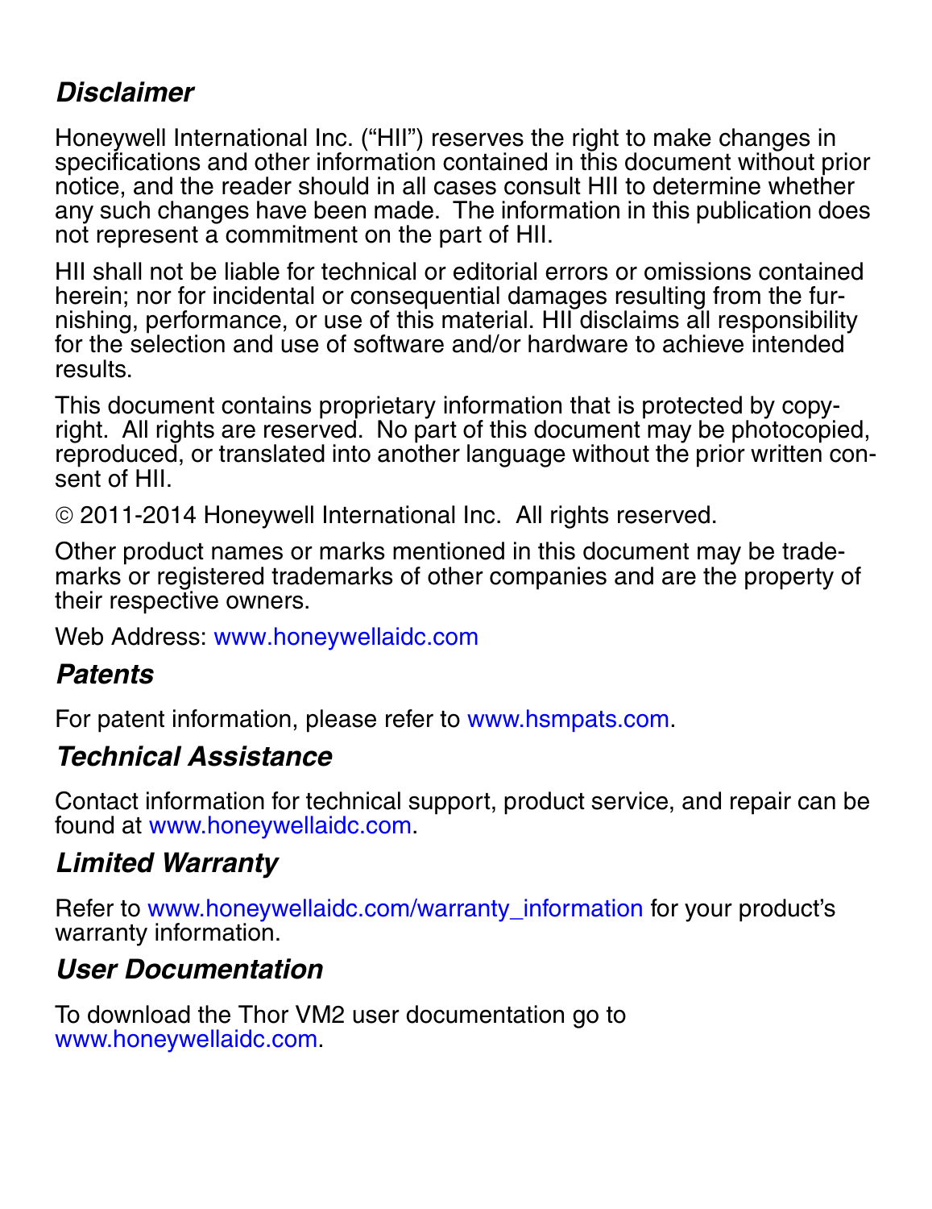## *Disclaimer*

Honeywell International Inc. ("HII") reserves the right to make changes in specifications and other information contained in this document without prior notice, and the reader should in all cases consult HII to determine whether any such changes have been made. The information in this publication does not represent a commitment on the part of HII.

HII shall not be liable for technical or editorial errors or omissions contained herein; nor for incidental or consequential damages resulting from the furnishing, performance, or use of this material. HII disclaims all responsibility for the selection and use of software and/or hardware to achieve intended results.

This document contains proprietary information that is protected by copyright. All rights are reserved. No part of this document may be photocopied, reproduced, or translated into another language without the prior written consent of HII.

© 2011-2014 Honeywell International Inc. All rights reserved.

Other product names or marks mentioned in this document may be trademarks or registered trademarks of other companies and are the property of their respective owners.

Web Address: www.honeywellaidc.com

## *Patents*

For patent information, please refer to www.hsmpats.com.

## *Technical Assistance*

Contact information for technical support, product service, and repair can be found at www.honeywellaidc.com.

## *Limited Warranty*

Refer to www.honeywellaidc.com/warranty_information for your product's warranty information.

## *User Documentation*

To download the Thor VM2 user documentation go to www.honeywellaidc.com.